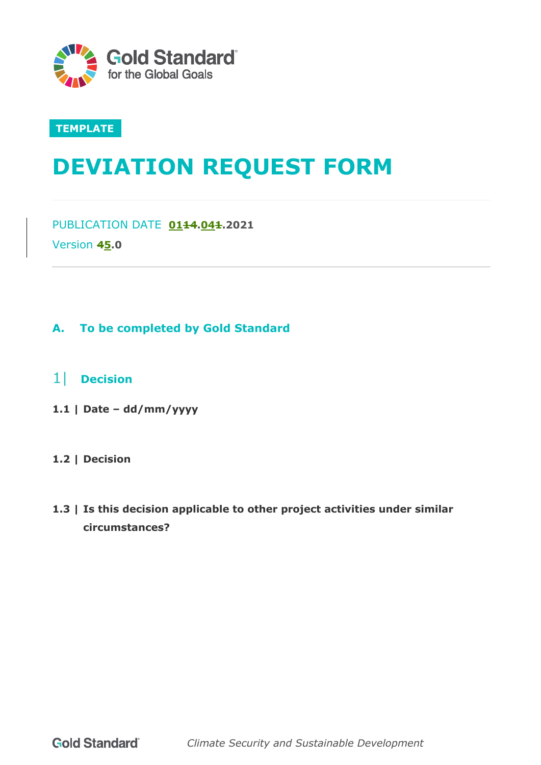TEMPLATE

# DEVIATION REQUEST FORM

PUBLICATION DATE 0114.041.2021

Version 45.0

## A. To be completed by Gold Standard

## 1| Decision

**1.1 | Date – dd/mm/yyyy**

**1.2 | Decision**

**1.3 | Is this decision applicable to other project activities under similar circumstances?**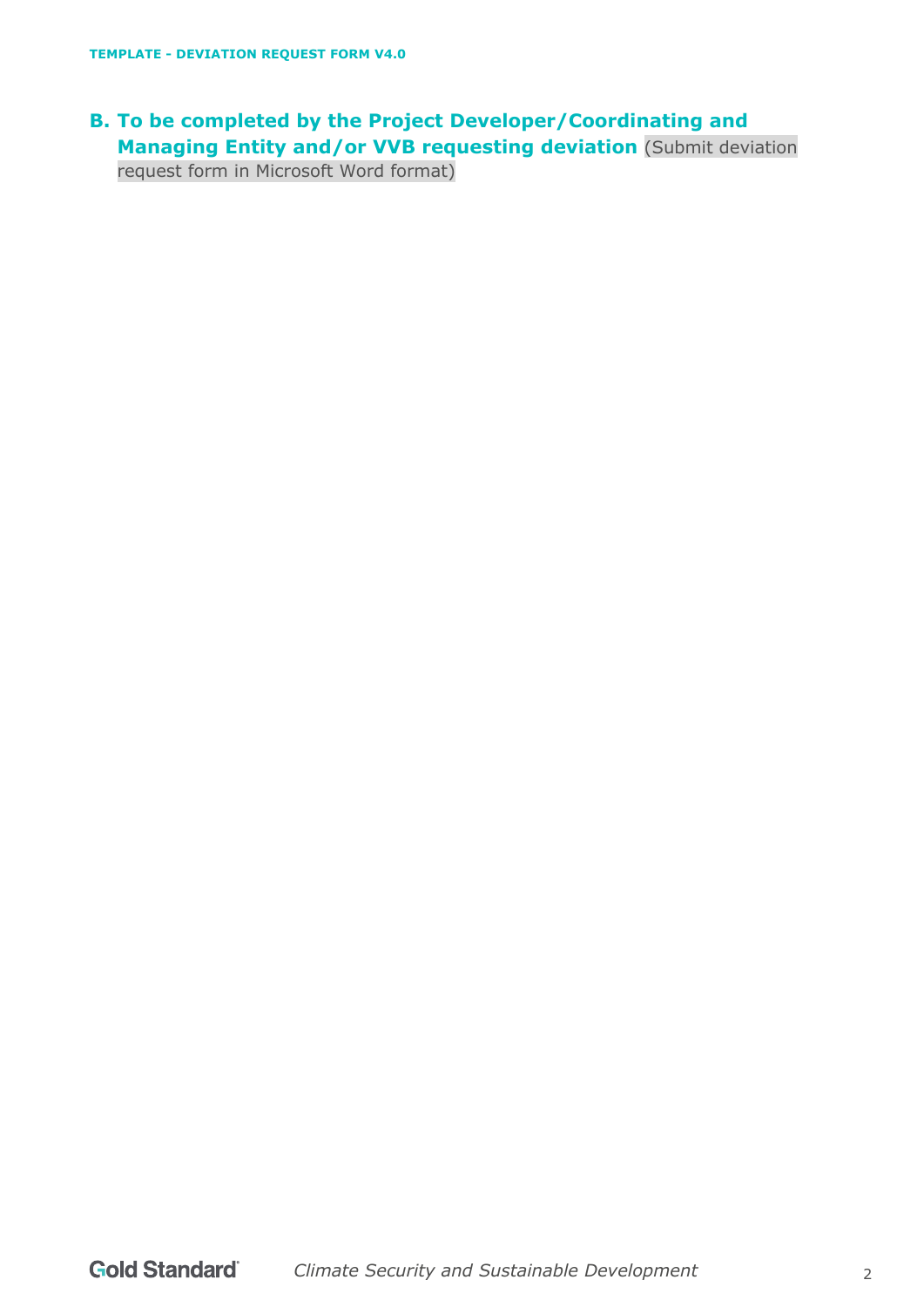## B. To be completed by the Project Developer/Coordinating and Managing Entity and/or VVB requesting deviation (Submit deviation request form in Microsoft Word format)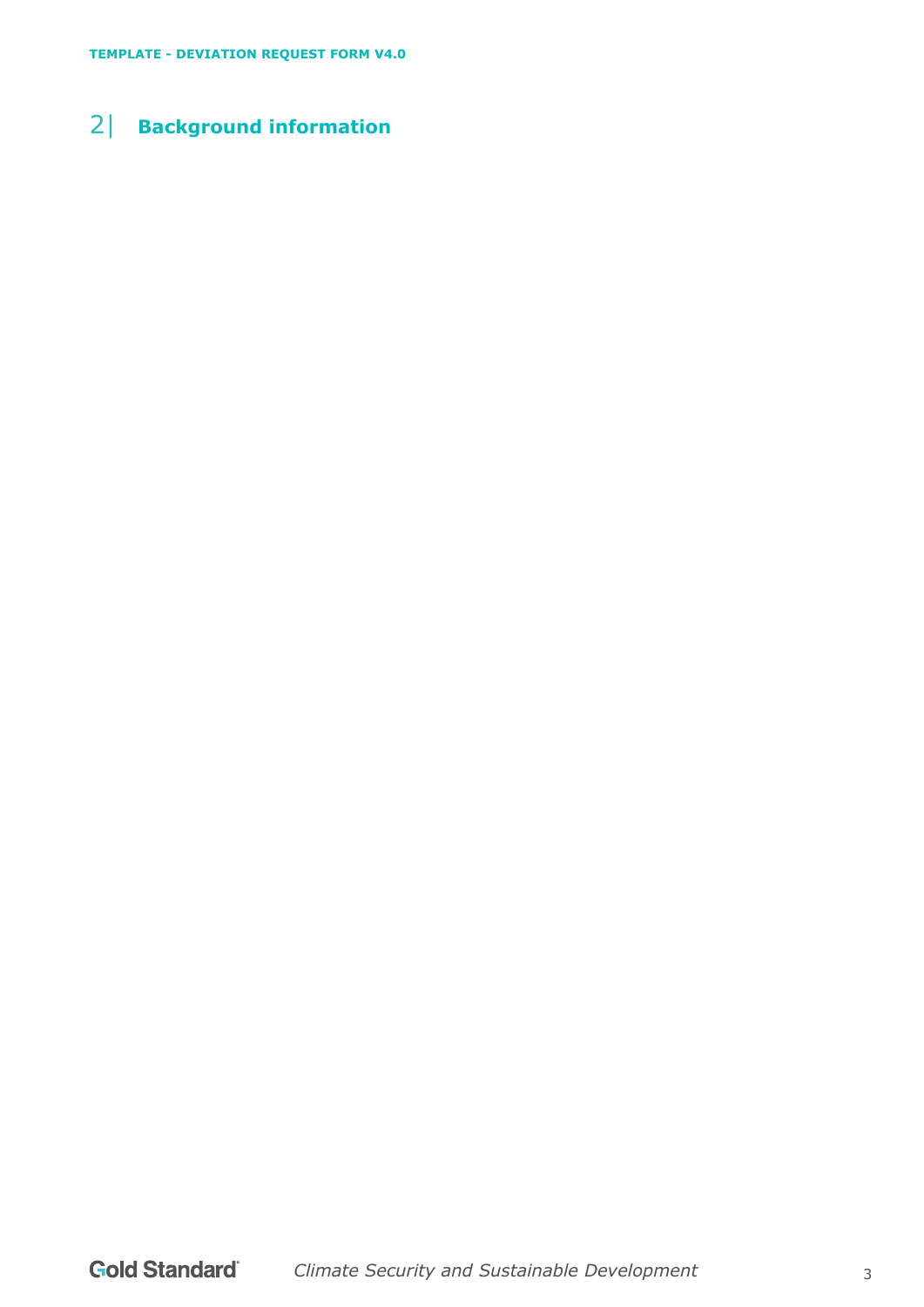## 2| Background information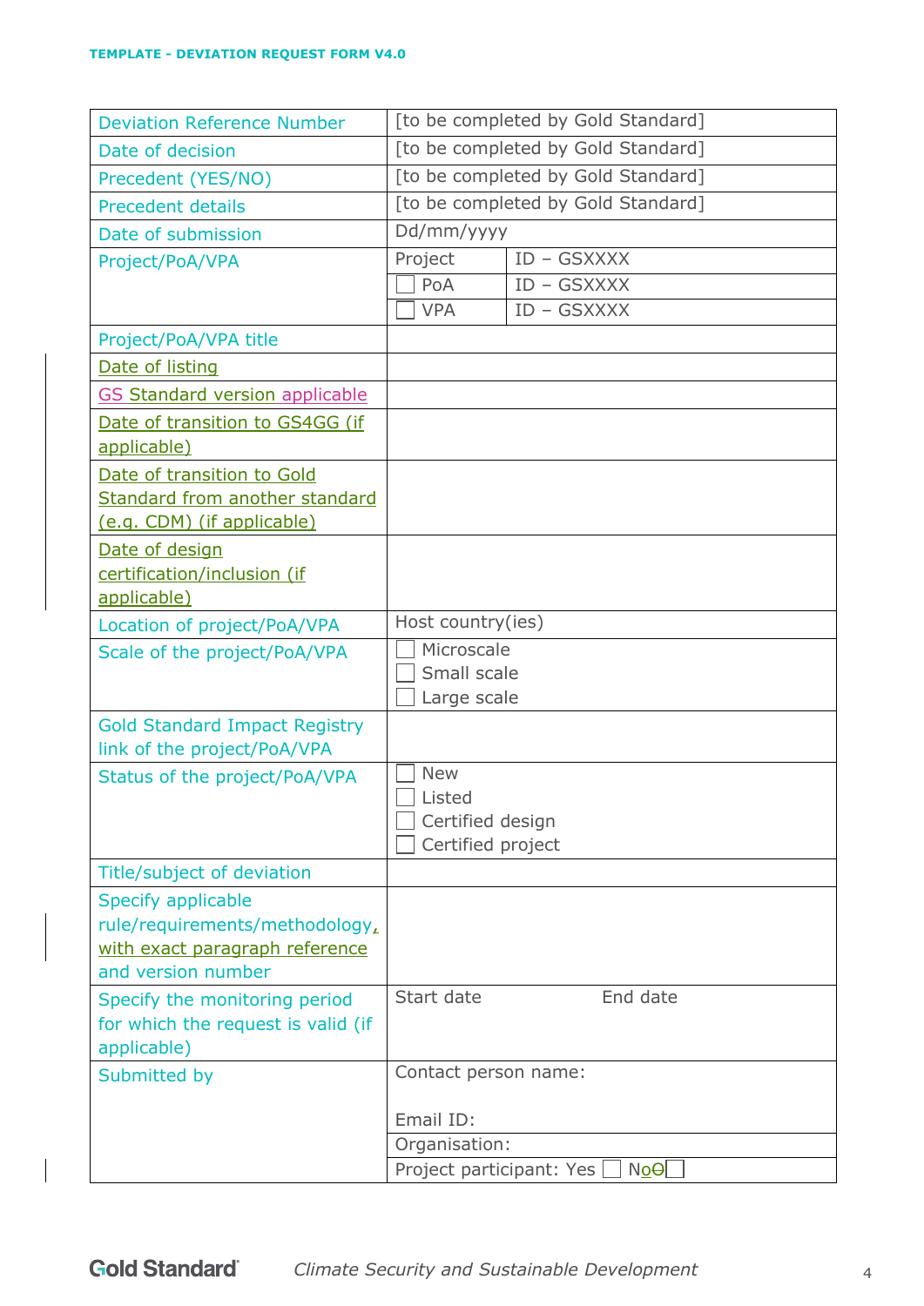| Deviation Reference Number | [to be completed by Gold Standard] | |
|---|---|---|
| Date of decision | [to be completed by Gold Standard] | |
| Precedent (YES/NO) | [to be completed by Gold Standard] | |
| Precedent details | [to be completed by Gold Standard] | |
| Date of submission | Dd/mm/yyyy | |
| Project/PoA/VPA | Project | ID – GSXXXX |
| | ☐ PoA | ID – GSXXXX |
| | ☐ VPA | ID – GSXXXX |
| Project/PoA/VPA title | | |
| Date of listing | | |
| GS Standard version applicable | | |
| Date of transition to GS4GG (if applicable) | | |
| Date of transition to Gold Standard from another standard (e.g. CDM) (if applicable) | | |
| Date of design certification/inclusion (if applicable) | | |
| Location of project/PoA/VPA | Host country(ies) | |
| Scale of the project/PoA/VPA | ☐ Microscale<br>☐ Small scale<br>☐ Large scale | |
| Gold Standard Impact Registry link of the project/PoA/VPA | | |
| Status of the project/PoA/VPA | ☐ New<br>☐ Listed<br>☐ Certified design<br>☐ Certified project | |
| Title/subject of deviation | | |
| Specify applicable rule/requirements/methodology, with exact paragraph reference and version number | | |
| Specify the monitoring period for which the request is valid (if applicable) | Start date | End date |
| Submitted by | Contact person name:<br><br>Email ID: | |
| | Organisation: | |
| | Project participant: Yes ☐ No ☐ | |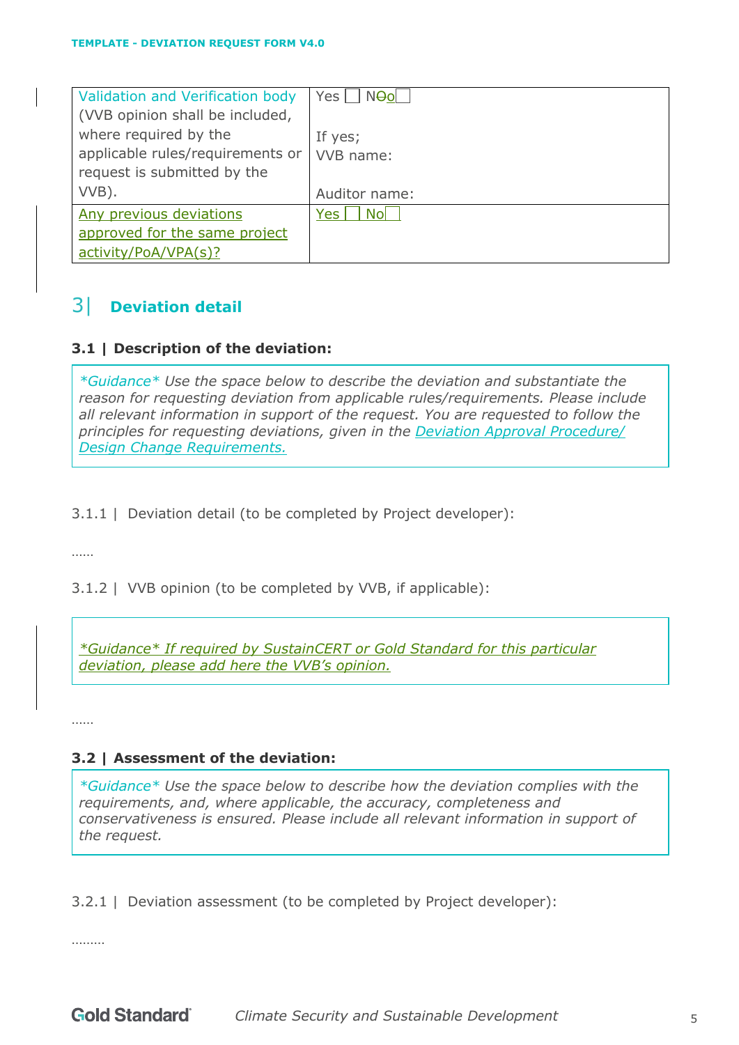| Validation and Verification body (VVB opinion shall be included, where required by the applicable rules/requirements or request is submitted by the VVB). | Yes ☐ No ☐<br><br>If yes;<br>VVB name:<br><br>Auditor name: |
|---|---|
| Any previous deviations approved for the same project activity/PoA/VPA(s)? | Yes ☐ No ☐ |

## 3| Deviation detail

### 3.1 | Description of the deviation:

> *\*Guidance\* Use the space below to describe the deviation and substantiate the reason for requesting deviation from applicable rules/requirements. Please include all relevant information in support of the request. You are requested to follow the principles for requesting deviations, given in the Deviation Approval Procedure/ Design Change Requirements.*

3.1.1 | Deviation detail (to be completed by Project developer):

……

3.1.2 | VVB opinion (to be completed by VVB, if applicable):

> *\*Guidance\* If required by SustainCERT or Gold Standard for this particular deviation, please add here the VVB's opinion.*

……

### 3.2 | Assessment of the deviation:

> *\*Guidance\* Use the space below to describe how the deviation complies with the requirements, and, where applicable, the accuracy, completeness and conservativeness is ensured. Please include all relevant information in support of the request.*

3.2.1 | Deviation assessment (to be completed by Project developer):

………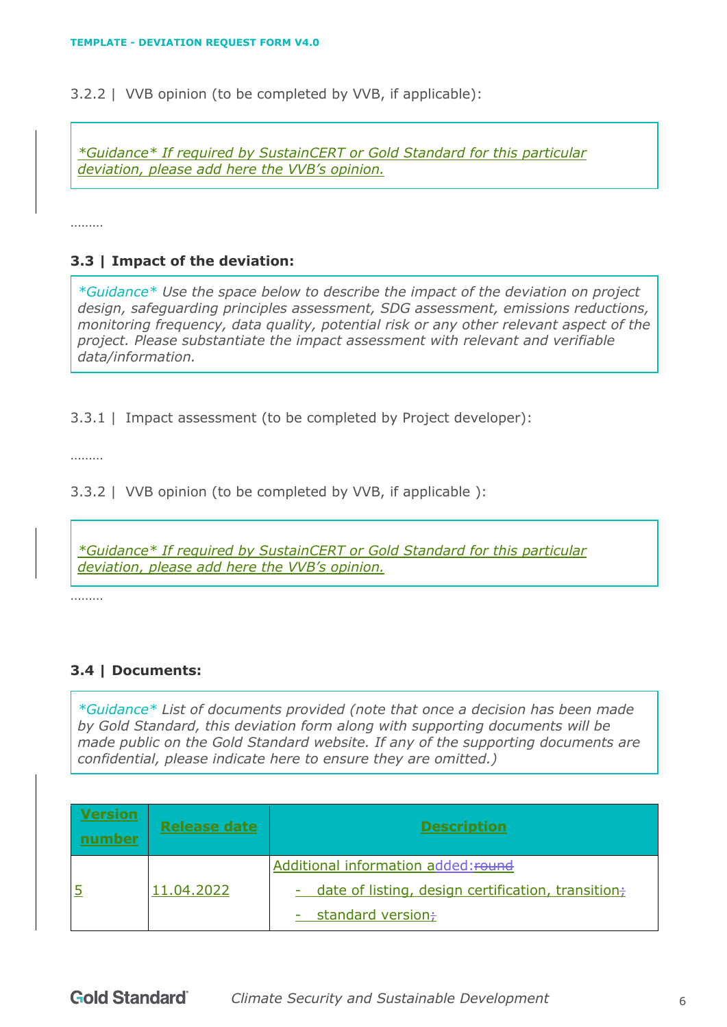3.2.2 | VVB opinion (to be completed by VVB, if applicable):

> *\*Guidance\* If required by SustainCERT or Gold Standard for this particular deviation, please add here the VVB's opinion.*

………

### 3.3 | Impact of the deviation:

> *\*Guidance\* Use the space below to describe the impact of the deviation on project design, safeguarding principles assessment, SDG assessment, emissions reductions, monitoring frequency, data quality, potential risk or any other relevant aspect of the project. Please substantiate the impact assessment with relevant and verifiable data/information.*

3.3.1 | Impact assessment (to be completed by Project developer):

………

3.3.2 | VVB opinion (to be completed by VVB, if applicable ):

> *\*Guidance\* If required by SustainCERT or Gold Standard for this particular deviation, please add here the VVB's opinion.*

………

### 3.4 | Documents:

> *\*Guidance\* List of documents provided (note that once a decision has been made by Gold Standard, this deviation form along with supporting documents will be made public on the Gold Standard website. If any of the supporting documents are confidential, please indicate here to ensure they are omitted.)*

| **Version number** | **Release date** | **Description** |
|---|---|---|
| 5 | 11.04.2022 | Additional information added: ~~round~~<br>- date of listing, design certification, transition;<br>- standard version; |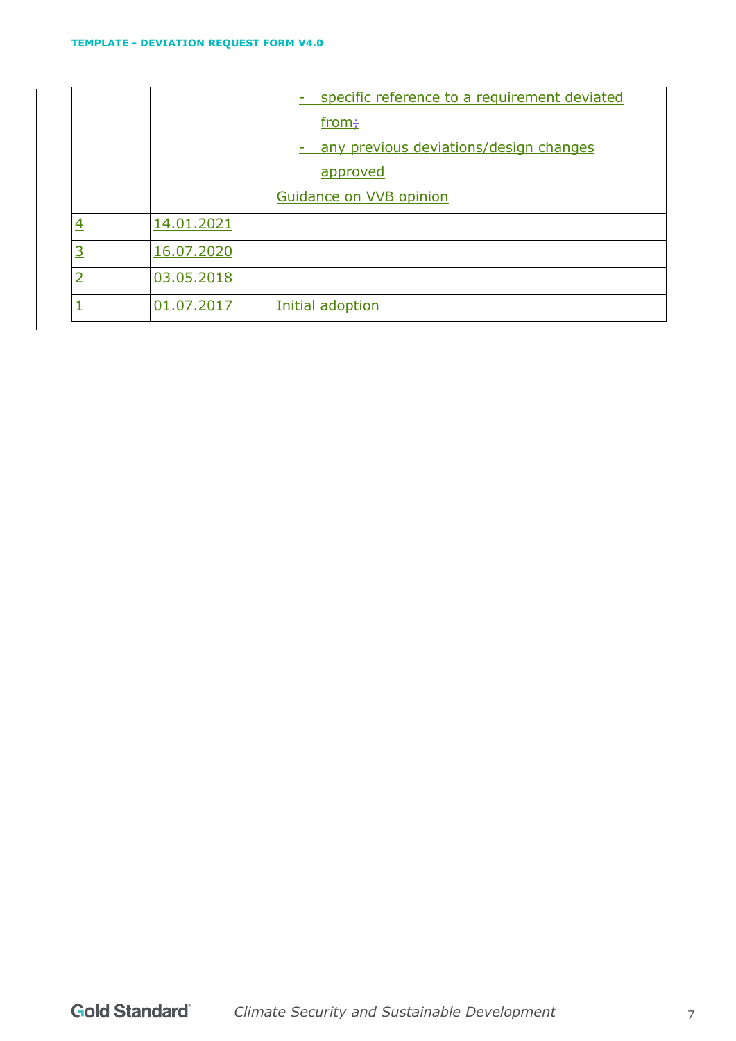| | | |
|---|---|---|
| | | - specific reference to a requirement deviated from;<br>- any previous deviations/design changes approved<br>Guidance on VVB opinion |
| 4 | 14.01.2021 | |
| 3 | 16.07.2020 | |
| 2 | 03.05.2018 | |
| 1 | 01.07.2017 | Initial adoption |